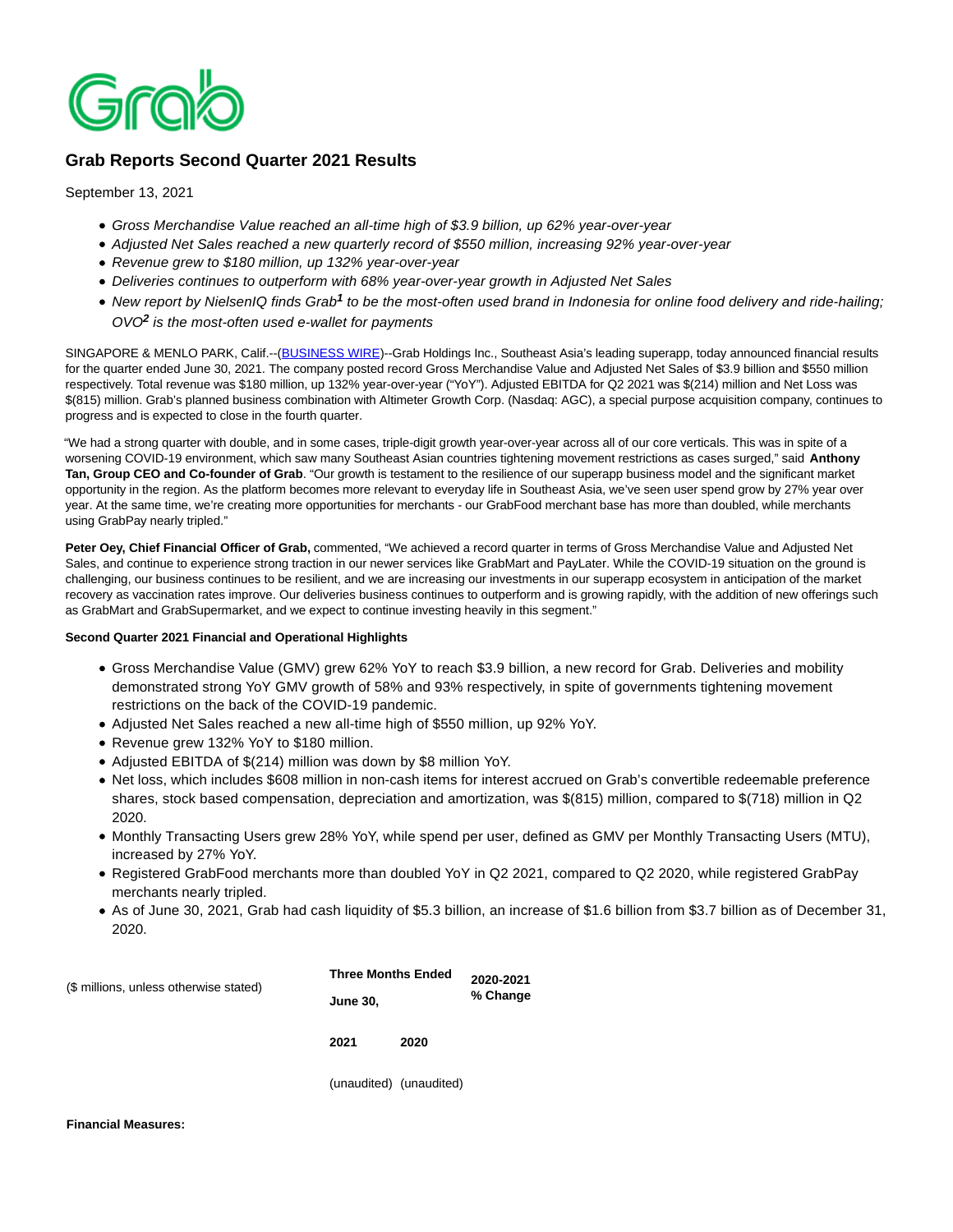# Grab Reports Second Quarter 2021 Results

September 13, 2021

- *Gross Merchandise Value reached an all-time high of $3.9 billion, up 62% year-over-year*
- *Adjusted Net Sales reached a new quarterly record of $550 million, increasing 92% year-over-year*
- *Revenue grew to $180 million, up 132% year-over-year*
- *Deliveries continues to outperform with 68% year-over-year growth in Adjusted Net Sales*
- *New report by NielsenIQ finds Grab[1] to be the most-often used brand in Indonesia for online food delivery and ride-hailing; OVO[2] is the most-often used e-wallet for payments*

SINGAPORE & MENLO PARK, Calif.--(BUSINESS WIRE)--Grab Holdings Inc., Southeast Asia's leading superapp, today announced financial results for the quarter ended June 30, 2021. The company posted record Gross Merchandise Value and Adjusted Net Sales of $3.9 billion and $550 million respectively. Total revenue was $180 million, up 132% year-over-year ("YoY"). Adjusted EBITDA for Q2 2021 was $(214) million and Net Loss was $(815) million. Grab's planned business combination with Altimeter Growth Corp. (Nasdaq: AGC), a special purpose acquisition company, continues to progress and is expected to close in the fourth quarter.

"We had a strong quarter with double, and in some cases, triple-digit growth year-over-year across all of our core verticals. This was in spite of a worsening COVID-19 environment, which saw many Southeast Asian countries tightening movement restrictions as cases surged," said **Anthony Tan, Group CEO and Co-founder of Grab**. "Our growth is testament to the resilience of our superapp business model and the significant market opportunity in the region. As the platform becomes more relevant to everyday life in Southeast Asia, we've seen user spend grow by 27% year over year. At the same time, we're creating more opportunities for merchants - our GrabFood merchant base has more than doubled, while merchants using GrabPay nearly tripled."

**Peter Oey, Chief Financial Officer of Grab,** commented, "We achieved a record quarter in terms of Gross Merchandise Value and Adjusted Net Sales, and continue to experience strong traction in our newer services like GrabMart and PayLater. While the COVID-19 situation on the ground is challenging, our business continues to be resilient, and we are increasing our investments in our superapp ecosystem in anticipation of the market recovery as vaccination rates improve. Our deliveries business continues to outperform and is growing rapidly, with the addition of new offerings such as GrabMart and GrabSupermarket, and we expect to continue investing heavily in this segment."

**Second Quarter 2021 Financial and Operational Highlights**

- Gross Merchandise Value (GMV) grew 62% YoY to reach $3.9 billion, a new record for Grab. Deliveries and mobility demonstrated strong YoY GMV growth of 58% and 93% respectively, in spite of governments tightening movement restrictions on the back of the COVID-19 pandemic.
- Adjusted Net Sales reached a new all-time high of $550 million, up 92% YoY.
- Revenue grew 132% YoY to $180 million.
- Adjusted EBITDA of $(214) million was down by $8 million YoY.
- Net loss, which includes $608 million in non-cash items for interest accrued on Grab's convertible redeemable preference shares, stock based compensation, depreciation and amortization, was $(815) million, compared to $(718) million in Q2 2020.
- Monthly Transacting Users grew 28% YoY, while spend per user, defined as GMV per Monthly Transacting Users (MTU), increased by 27% YoY.
- Registered GrabFood merchants more than doubled YoY in Q2 2021, compared to Q2 2020, while registered GrabPay merchants nearly tripled.
- As of June 30, 2021, Grab had cash liquidity of $5.3 billion, an increase of $1.6 billion from $3.7 billion as of December 31, 2020.

| ($ millions, unless otherwise stated) | Three Months Ended June 30, | | 2020-2021 % Change |
|---|---|---|---|
| | 2021 | 2020 | |
| | (unaudited) | (unaudited) | |
| **Financial Measures:** | | | |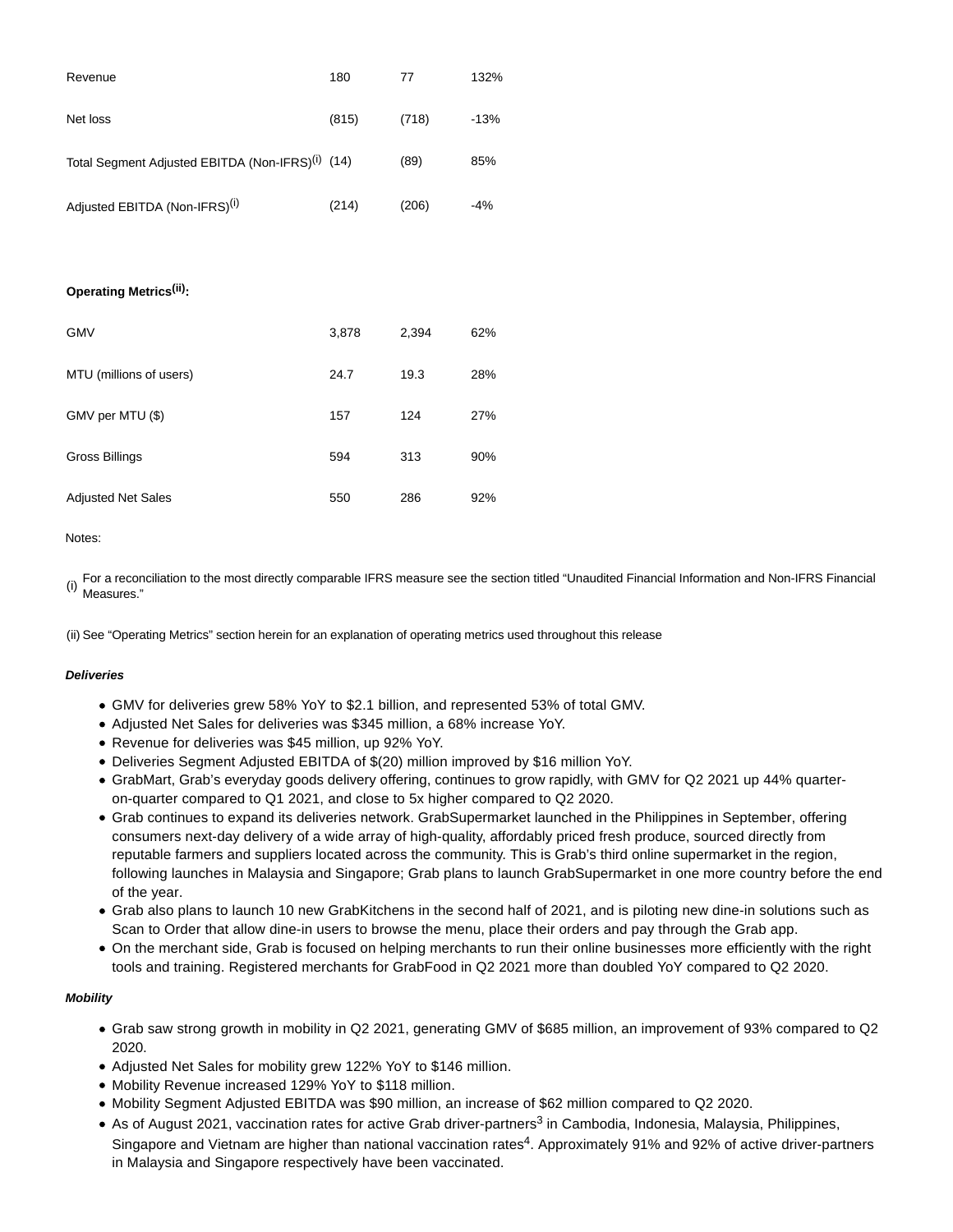| | | | |
|---|---|---|---|
| Revenue | 180 | 77 | 132% |
| Net loss | (815) | (718) | -13% |
| Total Segment Adjusted EBITDA (Non-IFRS)(i) | (14) | (89) | 85% |
| Adjusted EBITDA (Non-IFRS)(i) | (214) | (206) | -4% |
| | | | |
| **Operating Metrics(ii):** | | | |
| GMV | 3,878 | 2,394 | 62% |
| MTU (millions of users) | 24.7 | 19.3 | 28% |
| GMV per MTU ($) | 157 | 124 | 27% |
| Gross Billings | 594 | 313 | 90% |
| Adjusted Net Sales | 550 | 286 | 92% |

Notes:

(i) For a reconciliation to the most directly comparable IFRS measure see the section titled “Unaudited Financial Information and Non-IFRS Financial Measures.”

(ii) See “Operating Metrics” section herein for an explanation of operating metrics used throughout this release

***Deliveries***

- GMV for deliveries grew 58% YoY to $2.1 billion, and represented 53% of total GMV.
- Adjusted Net Sales for deliveries was $345 million, a 68% increase YoY.
- Revenue for deliveries was $45 million, up 92% YoY.
- Deliveries Segment Adjusted EBITDA of $(20) million improved by $16 million YoY.
- GrabMart, Grab’s everyday goods delivery offering, continues to grow rapidly, with GMV for Q2 2021 up 44% quarter-on-quarter compared to Q1 2021, and close to 5x higher compared to Q2 2020.
- Grab continues to expand its deliveries network. GrabSupermarket launched in the Philippines in September, offering consumers next-day delivery of a wide array of high-quality, affordably priced fresh produce, sourced directly from reputable farmers and suppliers located across the community. This is Grab’s third online supermarket in the region, following launches in Malaysia and Singapore; Grab plans to launch GrabSupermarket in one more country before the end of the year.
- Grab also plans to launch 10 new GrabKitchens in the second half of 2021, and is piloting new dine-in solutions such as Scan to Order that allow dine-in users to browse the menu, place their orders and pay through the Grab app.
- On the merchant side, Grab is focused on helping merchants to run their online businesses more efficiently with the right tools and training. Registered merchants for GrabFood in Q2 2021 more than doubled YoY compared to Q2 2020.

***Mobility***

- Grab saw strong growth in mobility in Q2 2021, generating GMV of $685 million, an improvement of 93% compared to Q2 2020.
- Adjusted Net Sales for mobility grew 122% YoY to $146 million.
- Mobility Revenue increased 129% YoY to $118 million.
- Mobility Segment Adjusted EBITDA was $90 million, an increase of $62 million compared to Q2 2020.
- As of August 2021, vaccination rates for active Grab driver-partners[3] in Cambodia, Indonesia, Malaysia, Philippines, Singapore and Vietnam are higher than national vaccination rates[4]. Approximately 91% and 92% of active driver-partners in Malaysia and Singapore respectively have been vaccinated.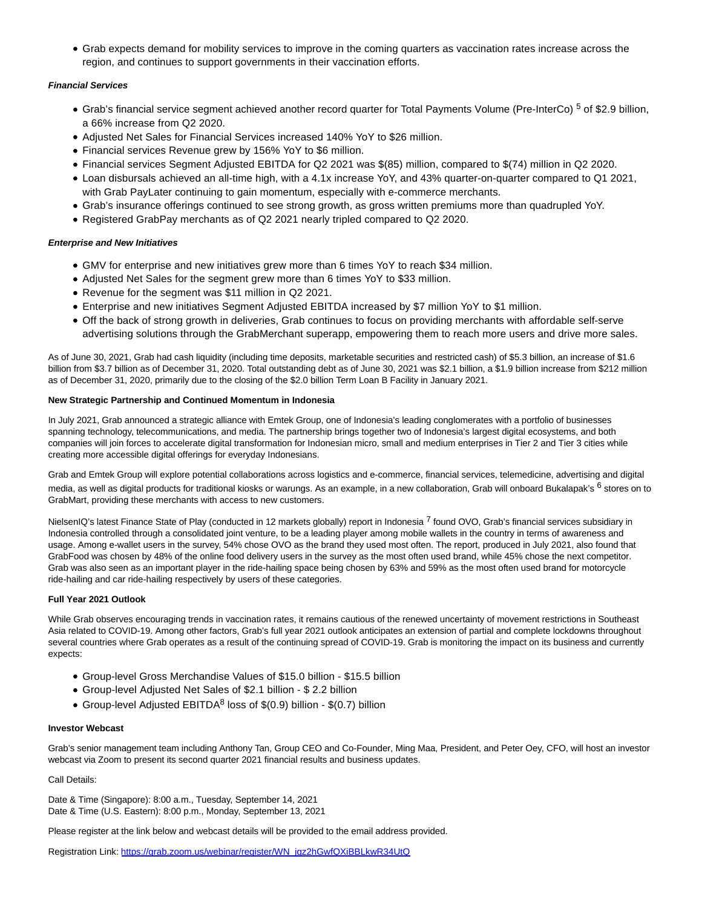- Grab expects demand for mobility services to improve in the coming quarters as vaccination rates increase across the region, and continues to support governments in their vaccination efforts.

***Financial Services***

- Grab's financial service segment achieved another record quarter for Total Payments Volume (Pre-InterCo) [5] of $2.9 billion, a 66% increase from Q2 2020.
- Adjusted Net Sales for Financial Services increased 140% YoY to $26 million.
- Financial services Revenue grew by 156% YoY to $6 million.
- Financial services Segment Adjusted EBITDA for Q2 2021 was $(85) million, compared to $(74) million in Q2 2020.
- Loan disbursals achieved an all-time high, with a 4.1x increase YoY, and 43% quarter-on-quarter compared to Q1 2021, with Grab PayLater continuing to gain momentum, especially with e-commerce merchants.
- Grab's insurance offerings continued to see strong growth, as gross written premiums more than quadrupled YoY.
- Registered GrabPay merchants as of Q2 2021 nearly tripled compared to Q2 2020.

***Enterprise and New Initiatives***

- GMV for enterprise and new initiatives grew more than 6 times YoY to reach $34 million.
- Adjusted Net Sales for the segment grew more than 6 times YoY to $33 million.
- Revenue for the segment was $11 million in Q2 2021.
- Enterprise and new initiatives Segment Adjusted EBITDA increased by $7 million YoY to $1 million.
- Off the back of strong growth in deliveries, Grab continues to focus on providing merchants with affordable self-serve advertising solutions through the GrabMerchant superapp, empowering them to reach more users and drive more sales.

As of June 30, 2021, Grab had cash liquidity (including time deposits, marketable securities and restricted cash) of $5.3 billion, an increase of $1.6 billion from $3.7 billion as of December 31, 2020. Total outstanding debt as of June 30, 2021 was $2.1 billion, a $1.9 billion increase from $212 million as of December 31, 2020, primarily due to the closing of the $2.0 billion Term Loan B Facility in January 2021.

**New Strategic Partnership and Continued Momentum in Indonesia**

In July 2021, Grab announced a strategic alliance with Emtek Group, one of Indonesia's leading conglomerates with a portfolio of businesses spanning technology, telecommunications, and media. The partnership brings together two of Indonesia's largest digital ecosystems, and both companies will join forces to accelerate digital transformation for Indonesian micro, small and medium enterprises in Tier 2 and Tier 3 cities while creating more accessible digital offerings for everyday Indonesians.

Grab and Emtek Group will explore potential collaborations across logistics and e-commerce, financial services, telemedicine, advertising and digital media, as well as digital products for traditional kiosks or warungs. As an example, in a new collaboration, Grab will onboard Bukalapak's [6] stores on to GrabMart, providing these merchants with access to new customers.

NielsenIQ's latest Finance State of Play (conducted in 12 markets globally) report in Indonesia [7] found OVO, Grab's financial services subsidiary in Indonesia controlled through a consolidated joint venture, to be a leading player among mobile wallets in the country in terms of awareness and usage. Among e-wallet users in the survey, 54% chose OVO as the brand they used most often. The report, produced in July 2021, also found that GrabFood was chosen by 48% of the online food delivery users in the survey as the most often used brand, while 45% chose the next competitor. Grab was also seen as an important player in the ride-hailing space being chosen by 63% and 59% as the most often used brand for motorcycle ride-hailing and car ride-hailing respectively by users of these categories.

**Full Year 2021 Outlook**

While Grab observes encouraging trends in vaccination rates, it remains cautious of the renewed uncertainty of movement restrictions in Southeast Asia related to COVID-19. Among other factors, Grab's full year 2021 outlook anticipates an extension of partial and complete lockdowns throughout several countries where Grab operates as a result of the continuing spread of COVID-19. Grab is monitoring the impact on its business and currently expects:

- Group-level Gross Merchandise Values of $15.0 billion - $15.5 billion
- Group-level Adjusted Net Sales of $2.1 billion - $ 2.2 billion
- Group-level Adjusted EBITDA[8] loss of $(0.9) billion - $(0.7) billion

**Investor Webcast**

Grab's senior management team including Anthony Tan, Group CEO and Co-Founder, Ming Maa, President, and Peter Oey, CFO, will host an investor webcast via Zoom to present its second quarter 2021 financial results and business updates.

Call Details:

Date & Time (Singapore): 8:00 a.m., Tuesday, September 14, 2021
Date & Time (U.S. Eastern): 8:00 p.m., Monday, September 13, 2021

Please register at the link below and webcast details will be provided to the email address provided.

Registration Link: https://grab.zoom.us/webinar/register/WN_jqz2hGwfQXiBBLkwR34UtQ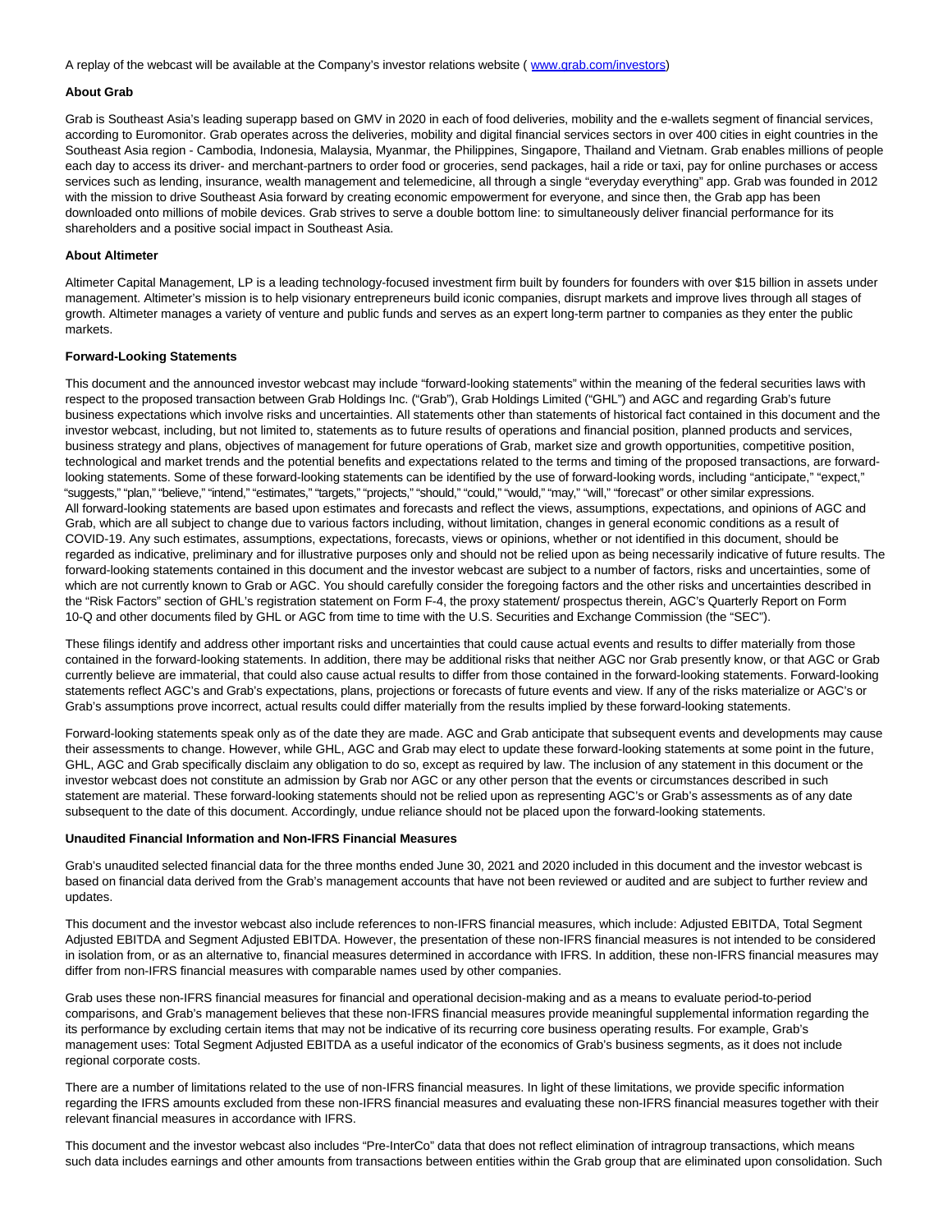A replay of the webcast will be available at the Company's investor relations website ( www.grab.com/investors)

**About Grab**

Grab is Southeast Asia's leading superapp based on GMV in 2020 in each of food deliveries, mobility and the e-wallets segment of financial services, according to Euromonitor. Grab operates across the deliveries, mobility and digital financial services sectors in over 400 cities in eight countries in the Southeast Asia region - Cambodia, Indonesia, Malaysia, Myanmar, the Philippines, Singapore, Thailand and Vietnam. Grab enables millions of people each day to access its driver- and merchant-partners to order food or groceries, send packages, hail a ride or taxi, pay for online purchases or access services such as lending, insurance, wealth management and telemedicine, all through a single "everyday everything" app. Grab was founded in 2012 with the mission to drive Southeast Asia forward by creating economic empowerment for everyone, and since then, the Grab app has been downloaded onto millions of mobile devices. Grab strives to serve a double bottom line: to simultaneously deliver financial performance for its shareholders and a positive social impact in Southeast Asia.

**About Altimeter**

Altimeter Capital Management, LP is a leading technology-focused investment firm built by founders for founders with over $15 billion in assets under management. Altimeter's mission is to help visionary entrepreneurs build iconic companies, disrupt markets and improve lives through all stages of growth. Altimeter manages a variety of venture and public funds and serves as an expert long-term partner to companies as they enter the public markets.

**Forward-Looking Statements**

This document and the announced investor webcast may include "forward-looking statements" within the meaning of the federal securities laws with respect to the proposed transaction between Grab Holdings Inc. ("Grab"), Grab Holdings Limited ("GHL") and AGC and regarding Grab's future business expectations which involve risks and uncertainties. All statements other than statements of historical fact contained in this document and the investor webcast, including, but not limited to, statements as to future results of operations and financial position, planned products and services, business strategy and plans, objectives of management for future operations of Grab, market size and growth opportunities, competitive position, technological and market trends and the potential benefits and expectations related to the terms and timing of the proposed transactions, are forward-looking statements. Some of these forward-looking statements can be identified by the use of forward-looking words, including "anticipate," "expect," "suggests," "plan," "believe," "intend," "estimates," "targets," "projects," "should," "could," "would," "may," "will," "forecast" or other similar expressions. All forward-looking statements are based upon estimates and forecasts and reflect the views, assumptions, expectations, and opinions of AGC and Grab, which are all subject to change due to various factors including, without limitation, changes in general economic conditions as a result of COVID-19. Any such estimates, assumptions, expectations, forecasts, views or opinions, whether or not identified in this document, should be regarded as indicative, preliminary and for illustrative purposes only and should not be relied upon as being necessarily indicative of future results. The forward-looking statements contained in this document and the investor webcast are subject to a number of factors, risks and uncertainties, some of which are not currently known to Grab or AGC. You should carefully consider the foregoing factors and the other risks and uncertainties described in the "Risk Factors" section of GHL's registration statement on Form F-4, the proxy statement/ prospectus therein, AGC's Quarterly Report on Form 10-Q and other documents filed by GHL or AGC from time to time with the U.S. Securities and Exchange Commission (the "SEC").

These filings identify and address other important risks and uncertainties that could cause actual events and results to differ materially from those contained in the forward-looking statements. In addition, there may be additional risks that neither AGC nor Grab presently know, or that AGC or Grab currently believe are immaterial, that could also cause actual results to differ from those contained in the forward-looking statements. Forward-looking statements reflect AGC's and Grab's expectations, plans, projections or forecasts of future events and view. If any of the risks materialize or AGC's or Grab's assumptions prove incorrect, actual results could differ materially from the results implied by these forward-looking statements.

Forward-looking statements speak only as of the date they are made. AGC and Grab anticipate that subsequent events and developments may cause their assessments to change. However, while GHL, AGC and Grab may elect to update these forward-looking statements at some point in the future, GHL, AGC and Grab specifically disclaim any obligation to do so, except as required by law. The inclusion of any statement in this document or the investor webcast does not constitute an admission by Grab nor AGC or any other person that the events or circumstances described in such statement are material. These forward-looking statements should not be relied upon as representing AGC's or Grab's assessments as of any date subsequent to the date of this document. Accordingly, undue reliance should not be placed upon the forward-looking statements.

**Unaudited Financial Information and Non-IFRS Financial Measures**

Grab's unaudited selected financial data for the three months ended June 30, 2021 and 2020 included in this document and the investor webcast is based on financial data derived from the Grab's management accounts that have not been reviewed or audited and are subject to further review and updates.

This document and the investor webcast also include references to non-IFRS financial measures, which include: Adjusted EBITDA, Total Segment Adjusted EBITDA and Segment Adjusted EBITDA. However, the presentation of these non-IFRS financial measures is not intended to be considered in isolation from, or as an alternative to, financial measures determined in accordance with IFRS. In addition, these non-IFRS financial measures may differ from non-IFRS financial measures with comparable names used by other companies.

Grab uses these non-IFRS financial measures for financial and operational decision-making and as a means to evaluate period-to-period comparisons, and Grab's management believes that these non-IFRS financial measures provide meaningful supplemental information regarding the its performance by excluding certain items that may not be indicative of its recurring core business operating results. For example, Grab's management uses: Total Segment Adjusted EBITDA as a useful indicator of the economics of Grab's business segments, as it does not include regional corporate costs.

There are a number of limitations related to the use of non-IFRS financial measures. In light of these limitations, we provide specific information regarding the IFRS amounts excluded from these non-IFRS financial measures and evaluating these non-IFRS financial measures together with their relevant financial measures in accordance with IFRS.

This document and the investor webcast also includes "Pre-InterCo" data that does not reflect elimination of intragroup transactions, which means such data includes earnings and other amounts from transactions between entities within the Grab group that are eliminated upon consolidation. Such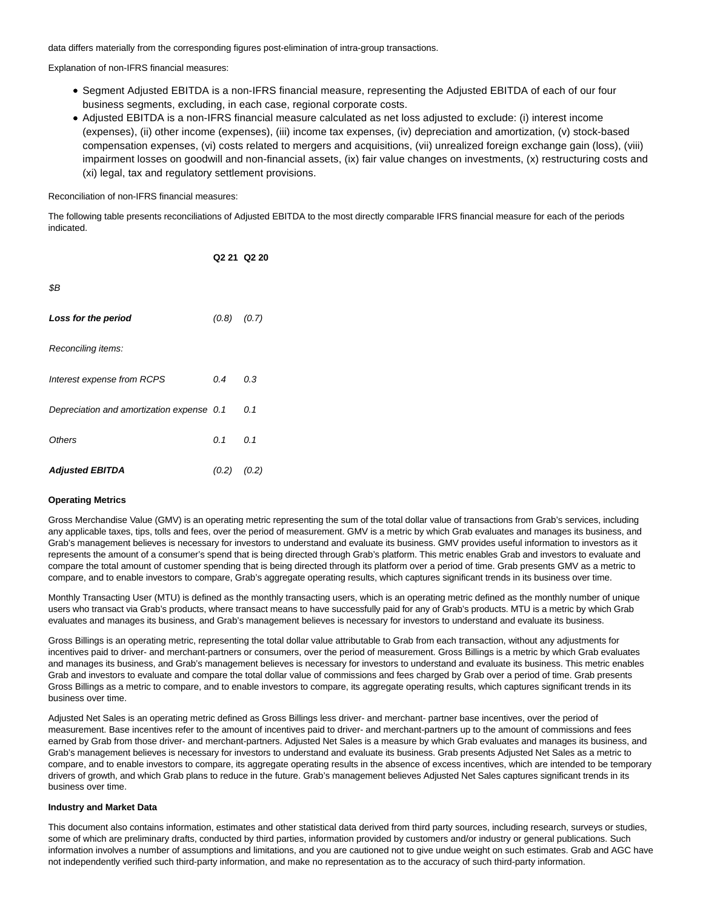data differs materially from the corresponding figures post-elimination of intra-group transactions.

Explanation of non-IFRS financial measures:

- Segment Adjusted EBITDA is a non-IFRS financial measure, representing the Adjusted EBITDA of each of our four business segments, excluding, in each case, regional corporate costs.
- Adjusted EBITDA is a non-IFRS financial measure calculated as net loss adjusted to exclude: (i) interest income (expenses), (ii) other income (expenses), (iii) income tax expenses, (iv) depreciation and amortization, (v) stock-based compensation expenses, (vi) costs related to mergers and acquisitions, (vii) unrealized foreign exchange gain (loss), (viii) impairment losses on goodwill and non-financial assets, (ix) fair value changes on investments, (x) restructuring costs and (xi) legal, tax and regulatory settlement provisions.

Reconciliation of non-IFRS financial measures:

The following table presents reconciliations of Adjusted EBITDA to the most directly comparable IFRS financial measure for each of the periods indicated.

| | **Q2 21** | **Q2 20** |
|---|---|---|
| *$B* | | |
| ***Loss for the period*** | *(0.8)* | *(0.7)* |
| *Reconciling items:* | | |
| *Interest expense from RCPS* | *0.4* | *0.3* |
| *Depreciation and amortization expense* | *0.1* | *0.1* |
| *Others* | *0.1* | *0.1* |
| ***Adjusted EBITDA*** | *(0.2)* | *(0.2)* |

**Operating Metrics**

Gross Merchandise Value (GMV) is an operating metric representing the sum of the total dollar value of transactions from Grab's services, including any applicable taxes, tips, tolls and fees, over the period of measurement. GMV is a metric by which Grab evaluates and manages its business, and Grab's management believes is necessary for investors to understand and evaluate its business. GMV provides useful information to investors as it represents the amount of a consumer's spend that is being directed through Grab's platform. This metric enables Grab and investors to evaluate and compare the total amount of customer spending that is being directed through its platform over a period of time. Grab presents GMV as a metric to compare, and to enable investors to compare, Grab's aggregate operating results, which captures significant trends in its business over time.

Monthly Transacting User (MTU) is defined as the monthly transacting users, which is an operating metric defined as the monthly number of unique users who transact via Grab's products, where transact means to have successfully paid for any of Grab's products. MTU is a metric by which Grab evaluates and manages its business, and Grab's management believes is necessary for investors to understand and evaluate its business.

Gross Billings is an operating metric, representing the total dollar value attributable to Grab from each transaction, without any adjustments for incentives paid to driver- and merchant-partners or consumers, over the period of measurement. Gross Billings is a metric by which Grab evaluates and manages its business, and Grab's management believes is necessary for investors to understand and evaluate its business. This metric enables Grab and investors to evaluate and compare the total dollar value of commissions and fees charged by Grab over a period of time. Grab presents Gross Billings as a metric to compare, and to enable investors to compare, its aggregate operating results, which captures significant trends in its business over time.

Adjusted Net Sales is an operating metric defined as Gross Billings less driver- and merchant- partner base incentives, over the period of measurement. Base incentives refer to the amount of incentives paid to driver- and merchant-partners up to the amount of commissions and fees earned by Grab from those driver- and merchant-partners. Adjusted Net Sales is a measure by which Grab evaluates and manages its business, and Grab's management believes is necessary for investors to understand and evaluate its business. Grab presents Adjusted Net Sales as a metric to compare, and to enable investors to compare, its aggregate operating results in the absence of excess incentives, which are intended to be temporary drivers of growth, and which Grab plans to reduce in the future. Grab's management believes Adjusted Net Sales captures significant trends in its business over time.

**Industry and Market Data**

This document also contains information, estimates and other statistical data derived from third party sources, including research, surveys or studies, some of which are preliminary drafts, conducted by third parties, information provided by customers and/or industry or general publications. Such information involves a number of assumptions and limitations, and you are cautioned not to give undue weight on such estimates. Grab and AGC have not independently verified such third-party information, and make no representation as to the accuracy of such third-party information.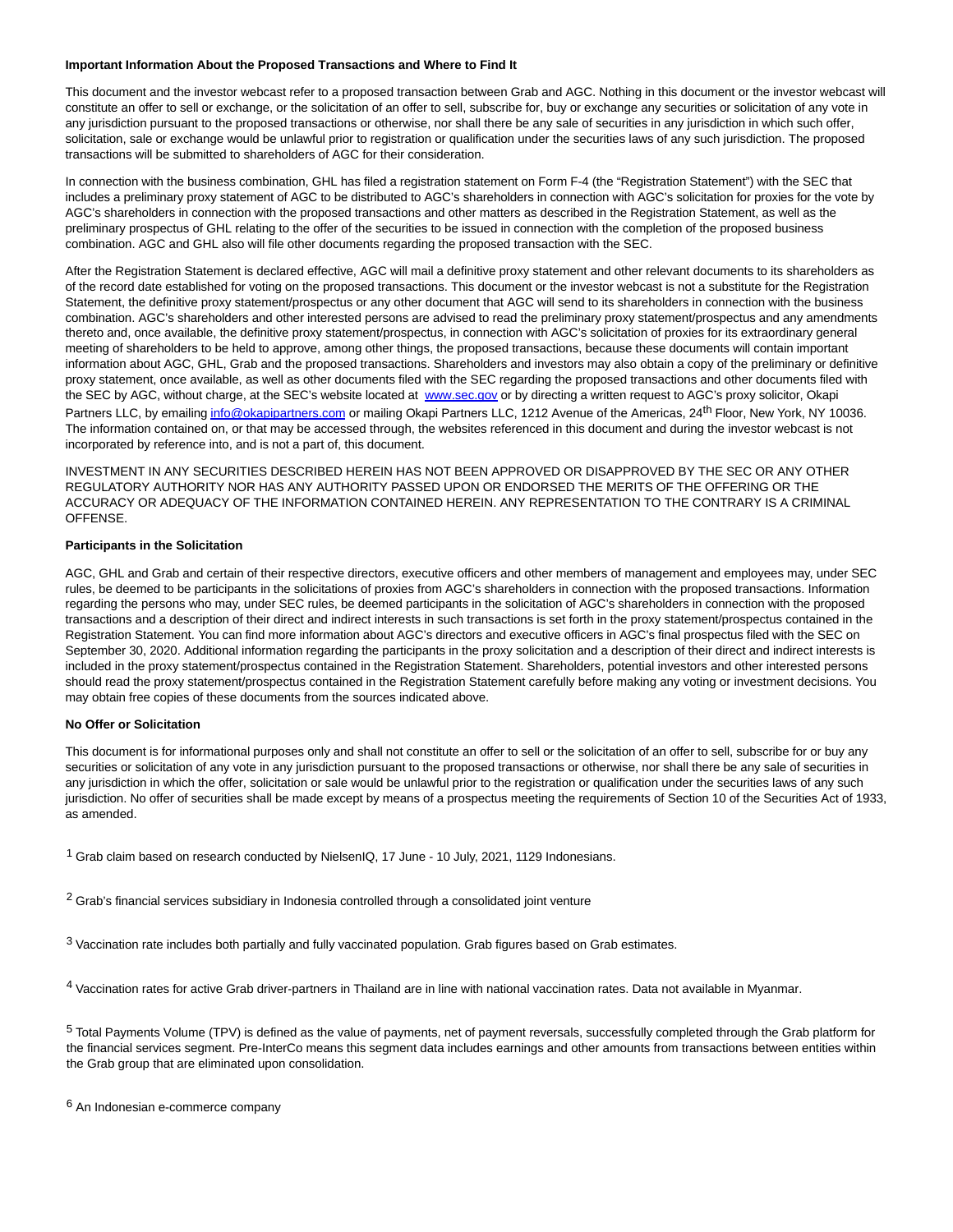**Important Information About the Proposed Transactions and Where to Find It**

This document and the investor webcast refer to a proposed transaction between Grab and AGC. Nothing in this document or the investor webcast will constitute an offer to sell or exchange, or the solicitation of an offer to sell, subscribe for, buy or exchange any securities or solicitation of any vote in any jurisdiction pursuant to the proposed transactions or otherwise, nor shall there be any sale of securities in any jurisdiction in which such offer, solicitation, sale or exchange would be unlawful prior to registration or qualification under the securities laws of any such jurisdiction. The proposed transactions will be submitted to shareholders of AGC for their consideration.

In connection with the business combination, GHL has filed a registration statement on Form F-4 (the "Registration Statement") with the SEC that includes a preliminary proxy statement of AGC to be distributed to AGC's shareholders in connection with AGC's solicitation for proxies for the vote by AGC's shareholders in connection with the proposed transactions and other matters as described in the Registration Statement, as well as the preliminary prospectus of GHL relating to the offer of the securities to be issued in connection with the completion of the proposed business combination. AGC and GHL also will file other documents regarding the proposed transaction with the SEC.

After the Registration Statement is declared effective, AGC will mail a definitive proxy statement and other relevant documents to its shareholders as of the record date established for voting on the proposed transactions. This document or the investor webcast is not a substitute for the Registration Statement, the definitive proxy statement/prospectus or any other document that AGC will send to its shareholders in connection with the business combination. AGC's shareholders and other interested persons are advised to read the preliminary proxy statement/prospectus and any amendments thereto and, once available, the definitive proxy statement/prospectus, in connection with AGC's solicitation of proxies for its extraordinary general meeting of shareholders to be held to approve, among other things, the proposed transactions, because these documents will contain important information about AGC, GHL, Grab and the proposed transactions. Shareholders and investors may also obtain a copy of the preliminary or definitive proxy statement, once available, as well as other documents filed with the SEC regarding the proposed transactions and other documents filed with the SEC by AGC, without charge, at the SEC's website located at www.sec.gov or by directing a written request to AGC's proxy solicitor, Okapi Partners LLC, by emailing info@okapipartners.com or mailing Okapi Partners LLC, 1212 Avenue of the Americas, 24th Floor, New York, NY 10036. The information contained on, or that may be accessed through, the websites referenced in this document and during the investor webcast is not incorporated by reference into, and is not a part of, this document.

INVESTMENT IN ANY SECURITIES DESCRIBED HEREIN HAS NOT BEEN APPROVED OR DISAPPROVED BY THE SEC OR ANY OTHER REGULATORY AUTHORITY NOR HAS ANY AUTHORITY PASSED UPON OR ENDORSED THE MERITS OF THE OFFERING OR THE ACCURACY OR ADEQUACY OF THE INFORMATION CONTAINED HEREIN. ANY REPRESENTATION TO THE CONTRARY IS A CRIMINAL OFFENSE.

**Participants in the Solicitation**

AGC, GHL and Grab and certain of their respective directors, executive officers and other members of management and employees may, under SEC rules, be deemed to be participants in the solicitations of proxies from AGC's shareholders in connection with the proposed transactions. Information regarding the persons who may, under SEC rules, be deemed participants in the solicitation of AGC's shareholders in connection with the proposed transactions and a description of their direct and indirect interests in such transactions is set forth in the proxy statement/prospectus contained in the Registration Statement. You can find more information about AGC's directors and executive officers in AGC's final prospectus filed with the SEC on September 30, 2020. Additional information regarding the participants in the proxy solicitation and a description of their direct and indirect interests is included in the proxy statement/prospectus contained in the Registration Statement. Shareholders, potential investors and other interested persons should read the proxy statement/prospectus contained in the Registration Statement carefully before making any voting or investment decisions. You may obtain free copies of these documents from the sources indicated above.

**No Offer or Solicitation**

This document is for informational purposes only and shall not constitute an offer to sell or the solicitation of an offer to sell, subscribe for or buy any securities or solicitation of any vote in any jurisdiction pursuant to the proposed transactions or otherwise, nor shall there be any sale of securities in any jurisdiction in which the offer, solicitation or sale would be unlawful prior to the registration or qualification under the securities laws of any such jurisdiction. No offer of securities shall be made except by means of a prospectus meeting the requirements of Section 10 of the Securities Act of 1933, as amended.

[1] Grab claim based on research conducted by NielsenIQ, 17 June - 10 July, 2021, 1129 Indonesians.

[2] Grab's financial services subsidiary in Indonesia controlled through a consolidated joint venture

[3] Vaccination rate includes both partially and fully vaccinated population. Grab figures based on Grab estimates.

[4] Vaccination rates for active Grab driver-partners in Thailand are in line with national vaccination rates. Data not available in Myanmar.

[5] Total Payments Volume (TPV) is defined as the value of payments, net of payment reversals, successfully completed through the Grab platform for the financial services segment. Pre-InterCo means this segment data includes earnings and other amounts from transactions between entities within the Grab group that are eliminated upon consolidation.

[6] An Indonesian e-commerce company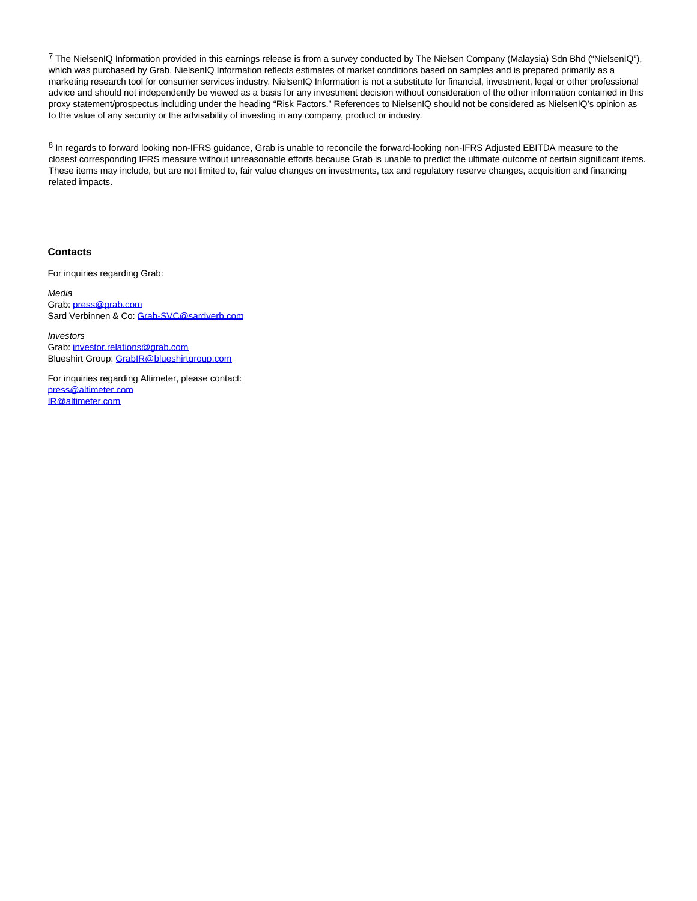[7] The NielsenIQ Information provided in this earnings release is from a survey conducted by The Nielsen Company (Malaysia) Sdn Bhd ("NielsenIQ"), which was purchased by Grab. NielsenIQ Information reflects estimates of market conditions based on samples and is prepared primarily as a marketing research tool for consumer services industry. NielsenIQ Information is not a substitute for financial, investment, legal or other professional advice and should not independently be viewed as a basis for any investment decision without consideration of the other information contained in this proxy statement/prospectus including under the heading "Risk Factors." References to NielsenIQ should not be considered as NielsenIQ's opinion as to the value of any security or the advisability of investing in any company, product or industry.

[8] In regards to forward looking non-IFRS guidance, Grab is unable to reconcile the forward-looking non-IFRS Adjusted EBITDA measure to the closest corresponding IFRS measure without unreasonable efforts because Grab is unable to predict the ultimate outcome of certain significant items. These items may include, but are not limited to, fair value changes on investments, tax and regulatory reserve changes, acquisition and financing related impacts.

**Contacts**

For inquiries regarding Grab:

*Media*
Grab: press@grab.com
Sard Verbinnen & Co: Grab-SVC@sardverb.com

*Investors*
Grab: investor.relations@grab.com
Blueshirt Group: GrabIR@blueshirtgroup.com

For inquiries regarding Altimeter, please contact:
press@altimeter.com
IR@altimeter.com